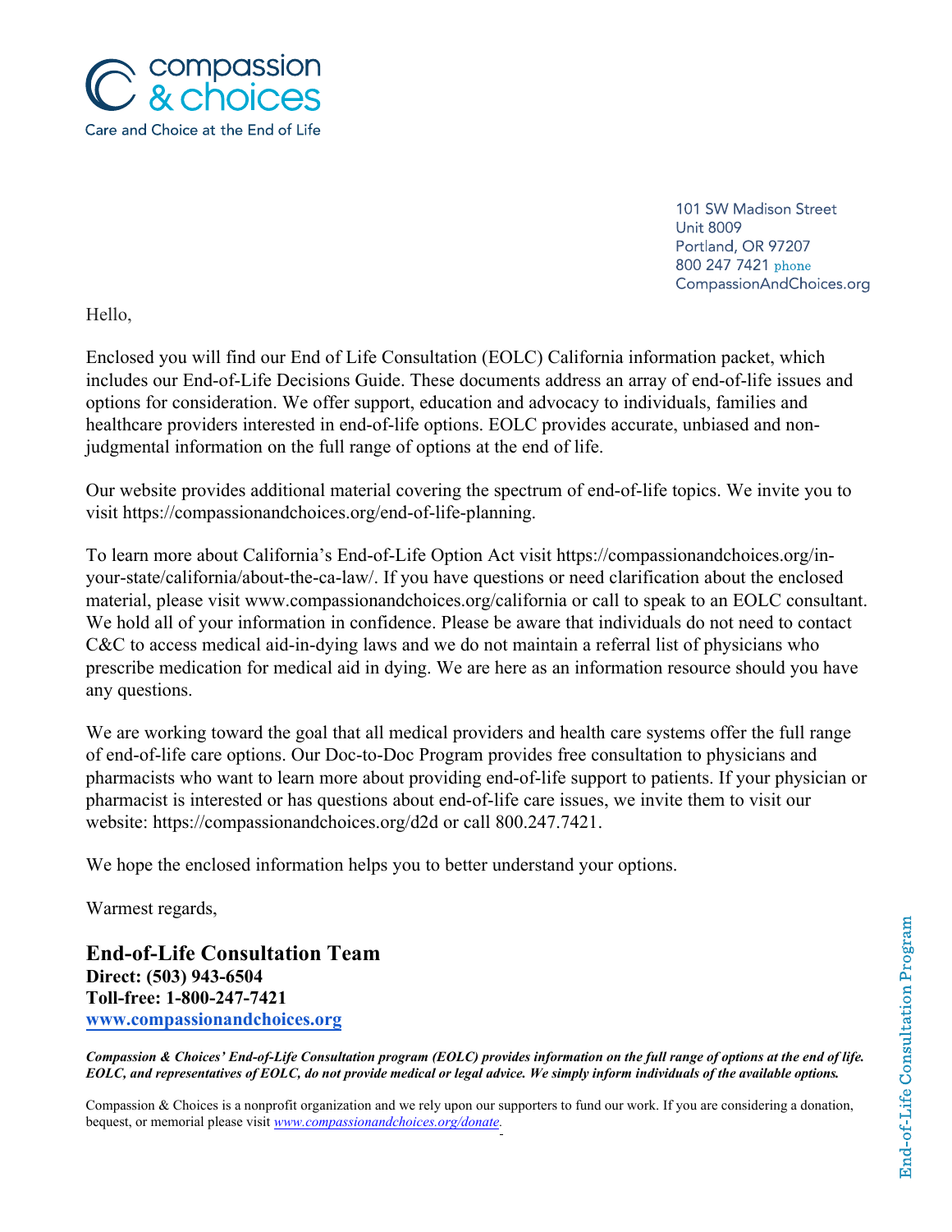compassion & choices

Care and Choice at the End of Life

101 SW Madison Street
Unit 8009
Portland, OR 97207
800 247 7421 phone
CompassionAndChoices.org

Hello,

Enclosed you will find our End of Life Consultation (EOLC) California information packet, which includes our End-of-Life Decisions Guide. These documents address an array of end-of-life issues and options for consideration. We offer support, education and advocacy to individuals, families and healthcare providers interested in end-of-life options. EOLC provides accurate, unbiased and non-judgmental information on the full range of options at the end of life.

Our website provides additional material covering the spectrum of end-of-life topics. We invite you to visit https://compassionandchoices.org/end-of-life-planning.

To learn more about California's End-of-Life Option Act visit https://compassionandchoices.org/in-your-state/california/about-the-ca-law/. If you have questions or need clarification about the enclosed material, please visit www.compassionandchoices.org/california or call to speak to an EOLC consultant. We hold all of your information in confidence. Please be aware that individuals do not need to contact C&C to access medical aid-in-dying laws and we do not maintain a referral list of physicians who prescribe medication for medical aid in dying. We are here as an information resource should you have any questions.

We are working toward the goal that all medical providers and health care systems offer the full range of end-of-life care options. Our Doc-to-Doc Program provides free consultation to physicians and pharmacists who want to learn more about providing end-of-life support to patients. If your physician or pharmacist is interested or has questions about end-of-life care issues, we invite them to visit our website: https://compassionandchoices.org/d2d or call 800.247.7421.

We hope the enclosed information helps you to better understand your options.

Warmest regards,

**End-of-Life Consultation Team**
**Direct: (503) 943-6504**
**Toll-free: 1-800-247-7421**
**[www.compassionandchoices.org](http://www.compassionandchoices.org)**

***Compassion & Choices' End-of-Life Consultation program (EOLC) provides information on the full range of options at the end of life. EOLC, and representatives of EOLC, do not provide medical or legal advice. We simply inform individuals of the available options.***

Compassion & Choices is a nonprofit organization and we rely upon our supporters to fund our work. If you are considering a donation, bequest, or memorial please visit *[www.compassionandchoices.org/donate](http://www.compassionandchoices.org/donate)*.

End-of-Life Consultation Program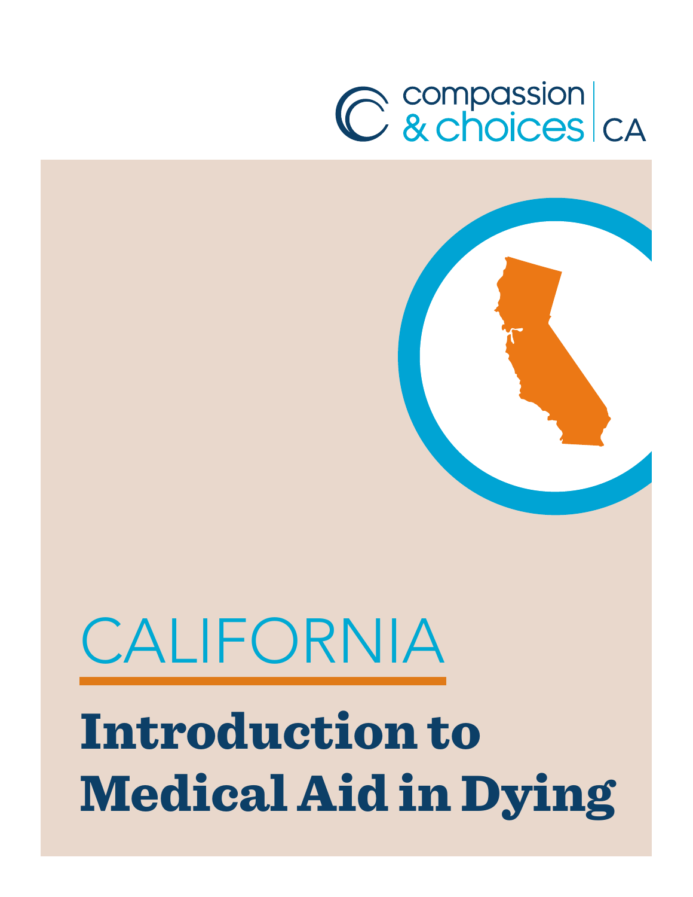compassion & choices | CA

# CALIFORNIA

# Introduction to Medical Aid in Dying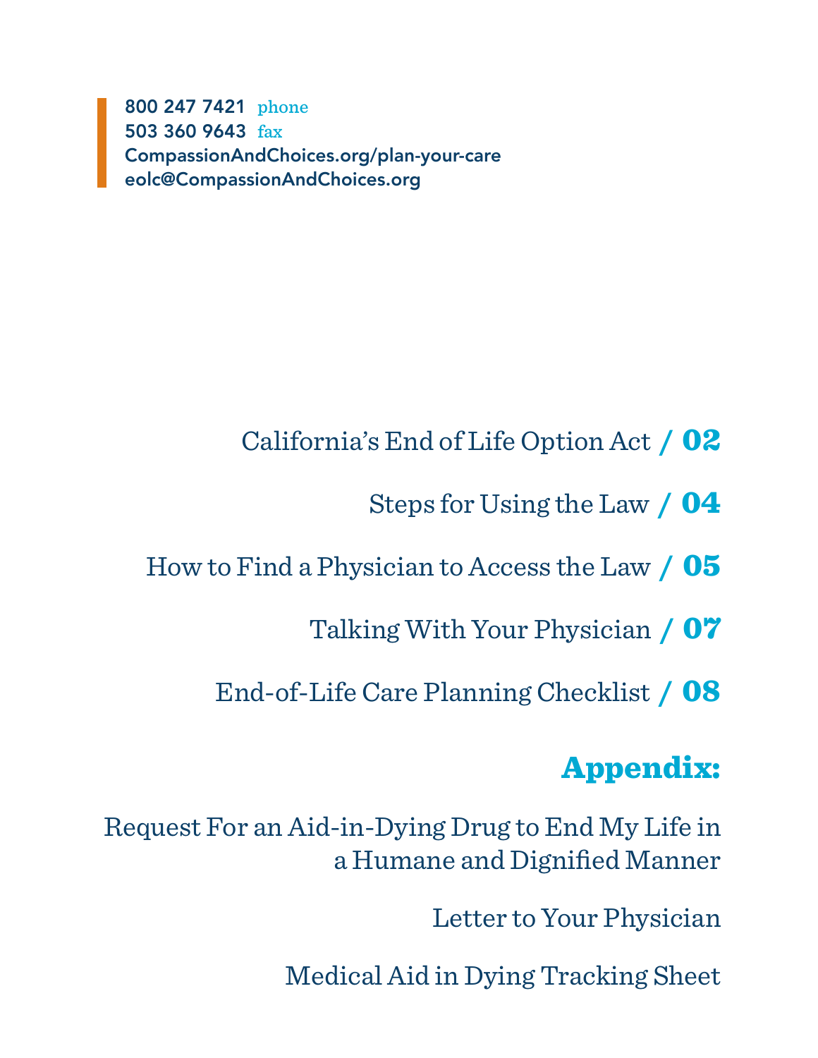800 247 7421 phone
503 360 9643 fax
CompassionAndChoices.org/plan-your-care
eolc@CompassionAndChoices.org

California's End of Life Option Act / **02**

Steps for Using the Law / **04**

How to Find a Physician to Access the Law / **05**

Talking With Your Physician / **07**

End-of-Life Care Planning Checklist / **08**

## Appendix:

Request For an Aid-in-Dying Drug to End My Life in a Humane and Dignified Manner

Letter to Your Physician

Medical Aid in Dying Tracking Sheet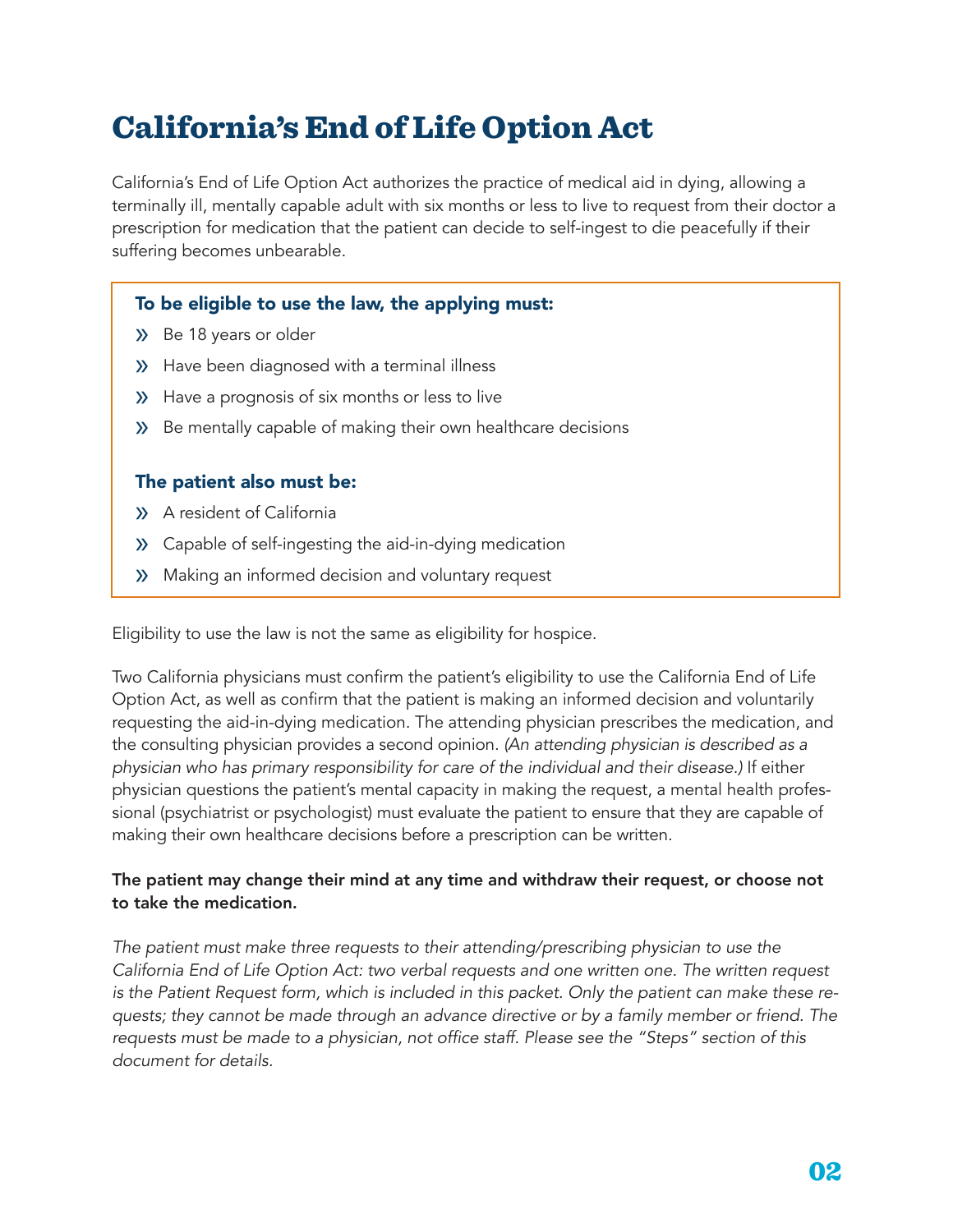# California's End of Life Option Act

California's End of Life Option Act authorizes the practice of medical aid in dying, allowing a terminally ill, mentally capable adult with six months or less to live to request from their doctor a prescription for medication that the patient can decide to self-ingest to die peacefully if their suffering becomes unbearable.

### To be eligible to use the law, the applying must:

- Be 18 years or older
- Have been diagnosed with a terminal illness
- Have a prognosis of six months or less to live
- Be mentally capable of making their own healthcare decisions

### The patient also must be:

- A resident of California
- Capable of self-ingesting the aid-in-dying medication
- Making an informed decision and voluntary request

Eligibility to use the law is not the same as eligibility for hospice.

Two California physicians must confirm the patient's eligibility to use the California End of Life Option Act, as well as confirm that the patient is making an informed decision and voluntarily requesting the aid-in-dying medication. The attending physician prescribes the medication, and the consulting physician provides a second opinion. *(An attending physician is described as a physician who has primary responsibility for care of the individual and their disease.)* If either physician questions the patient's mental capacity in making the request, a mental health professional (psychiatrist or psychologist) must evaluate the patient to ensure that they are capable of making their own healthcare decisions before a prescription can be written.

**The patient may change their mind at any time and withdraw their request, or choose not to take the medication.**

*The patient must make three requests to their attending/prescribing physician to use the California End of Life Option Act: two verbal requests and one written one. The written request is the Patient Request form, which is included in this packet. Only the patient can make these requests; they cannot be made through an advance directive or by a family member or friend. The requests must be made to a physician, not office staff. Please see the "Steps" section of this document for details.*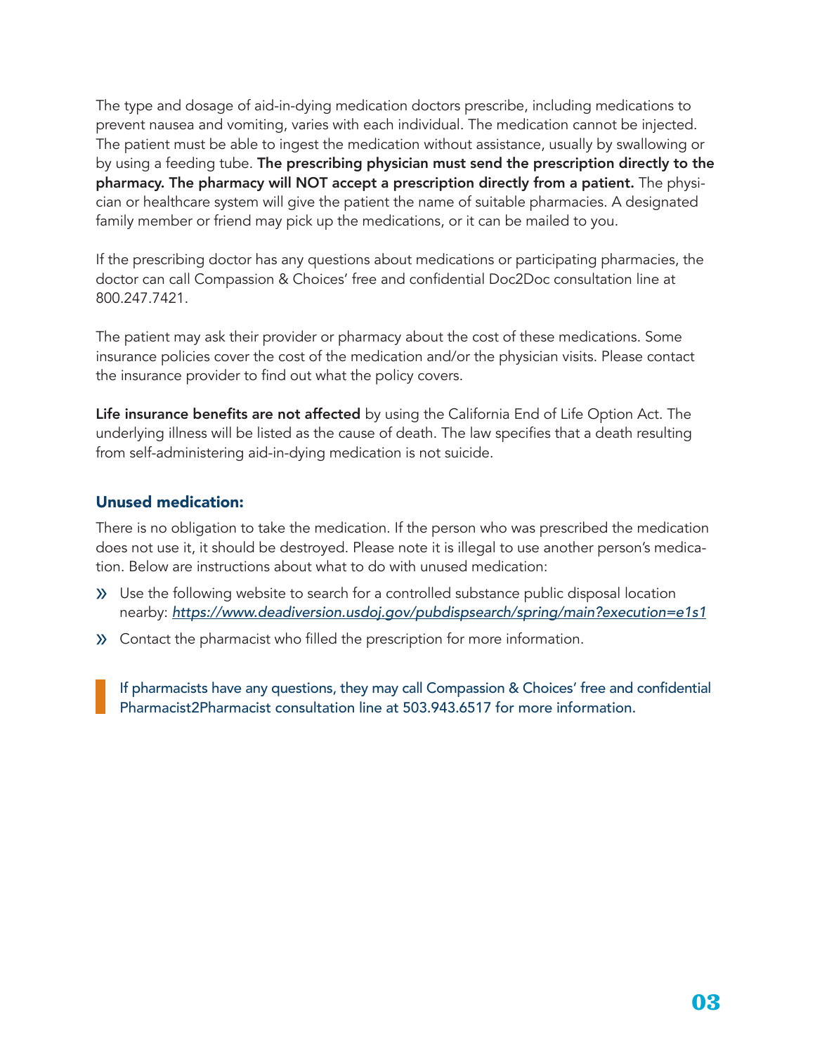The type and dosage of aid-in-dying medication doctors prescribe, including medications to prevent nausea and vomiting, varies with each individual. The medication cannot be injected. The patient must be able to ingest the medication without assistance, usually by swallowing or by using a feeding tube. **The prescribing physician must send the prescription directly to the pharmacy. The pharmacy will NOT accept a prescription directly from a patient.** The physician or healthcare system will give the patient the name of suitable pharmacies. A designated family member or friend may pick up the medications, or it can be mailed to you.

If the prescribing doctor has any questions about medications or participating pharmacies, the doctor can call Compassion & Choices' free and confidential Doc2Doc consultation line at 800.247.7421.

The patient may ask their provider or pharmacy about the cost of these medications. Some insurance policies cover the cost of the medication and/or the physician visits. Please contact the insurance provider to find out what the policy covers.

**Life insurance benefits are not affected** by using the California End of Life Option Act. The underlying illness will be listed as the cause of death. The law specifies that a death resulting from self-administering aid-in-dying medication is not suicide.

### Unused medication:

There is no obligation to take the medication. If the person who was prescribed the medication does not use it, it should be destroyed. Please note it is illegal to use another person's medication. Below are instructions about what to do with unused medication:

- Use the following website to search for a controlled substance public disposal location nearby: *https://www.deadiversion.usdoj.gov/pubdispsearch/spring/main?execution=e1s1*
- Contact the pharmacist who filled the prescription for more information.

> If pharmacists have any questions, they may call Compassion & Choices' free and confidential Pharmacist2Pharmacist consultation line at 503.943.6517 for more information.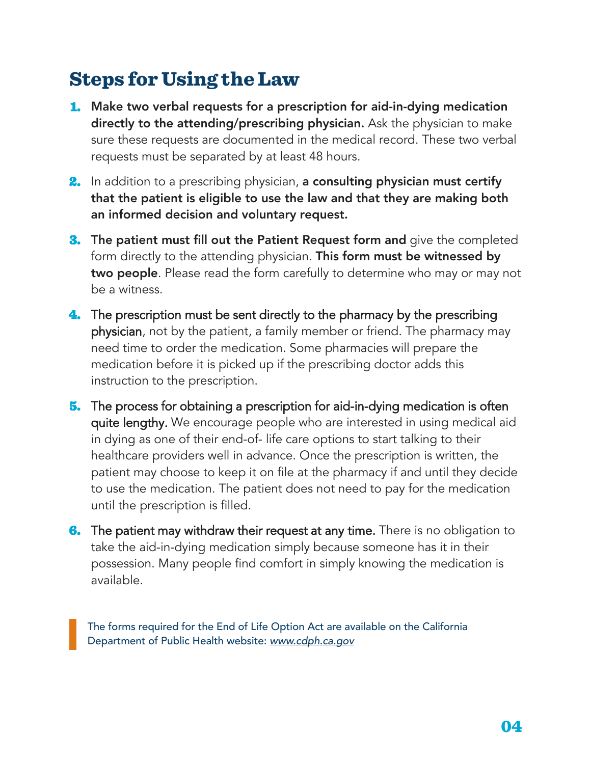## Steps for Using the Law

1. **Make two verbal requests for a prescription for aid-in-dying medication directly to the attending/prescribing physician.** Ask the physician to make sure these requests are documented in the medical record. These two verbal requests must be separated by at least 48 hours.

2. In addition to a prescribing physician, **a consulting physician must certify that the patient is eligible to use the law and that they are making both an informed decision and voluntary request.**

3. **The patient must fill out the Patient Request form and** give the completed form directly to the attending physician. **This form must be witnessed by two people**. Please read the form carefully to determine who may or may not be a witness.

4. The prescription must be sent directly to the pharmacy by the prescribing physician, not by the patient, a family member or friend. The pharmacy may need time to order the medication. Some pharmacies will prepare the medication before it is picked up if the prescribing doctor adds this instruction to the prescription.

5. The process for obtaining a prescription for aid-in-dying medication is often quite lengthy. We encourage people who are interested in using medical aid in dying as one of their end-of- life care options to start talking to their healthcare providers well in advance. Once the prescription is written, the patient may choose to keep it on file at the pharmacy if and until they decide to use the medication. The patient does not need to pay for the medication until the prescription is filled.

6. The patient may withdraw their request at any time. There is no obligation to take the aid-in-dying medication simply because someone has it in their possession. Many people find comfort in simply knowing the medication is available.

> The forms required for the End of Life Option Act are available on the California Department of Public Health website: *www.cdph.ca.gov*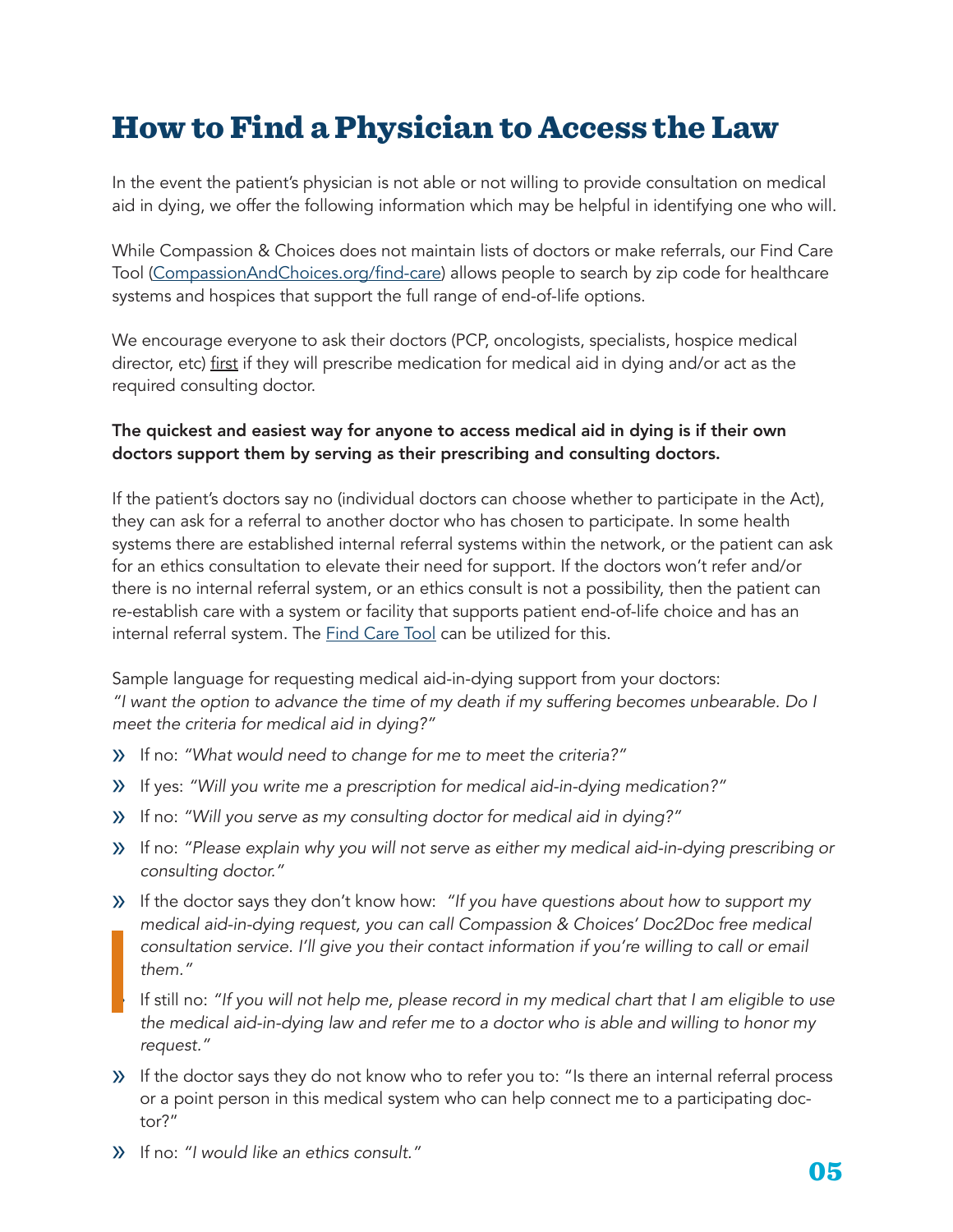# How to Find a Physician to Access the Law

In the event the patient's physician is not able or not willing to provide consultation on medical aid in dying, we offer the following information which may be helpful in identifying one who will.

While Compassion & Choices does not maintain lists of doctors or make referrals, our Find Care Tool (CompassionAndChoices.org/find-care) allows people to search by zip code for healthcare systems and hospices that support the full range of end-of-life options.

We encourage everyone to ask their doctors (PCP, oncologists, specialists, hospice medical director, etc) first if they will prescribe medication for medical aid in dying and/or act as the required consulting doctor.

**The quickest and easiest way for anyone to access medical aid in dying is if their own doctors support them by serving as their prescribing and consulting doctors.**

If the patient's doctors say no (individual doctors can choose whether to participate in the Act), they can ask for a referral to another doctor who has chosen to participate. In some health systems there are established internal referral systems within the network, or the patient can ask for an ethics consultation to elevate their need for support. If the doctors won't refer and/or there is no internal referral system, or an ethics consult is not a possibility, then the patient can re-establish care with a system or facility that supports patient end-of-life choice and has an internal referral system. The Find Care Tool can be utilized for this.

Sample language for requesting medical aid-in-dying support from your doctors:
*"I want the option to advance the time of my death if my suffering becomes unbearable. Do I meet the criteria for medical aid in dying?"*

- If no: *"What would need to change for me to meet the criteria?"*
- If yes: *"Will you write me a prescription for medical aid-in-dying medication?"*
- If no: *"Will you serve as my consulting doctor for medical aid in dying?"*
- If no: *"Please explain why you will not serve as either my medical aid-in-dying prescribing or consulting doctor."*
- If the doctor says they don't know how: *"If you have questions about how to support my medical aid-in-dying request, you can call Compassion & Choices' Doc2Doc free medical consultation service. I'll give you their contact information if you're willing to call or email them."*
- If still no: *"If you will not help me, please record in my medical chart that I am eligible to use the medical aid-in-dying law and refer me to a doctor who is able and willing to honor my request."*
- If the doctor says they do not know who to refer you to: "Is there an internal referral process or a point person in this medical system who can help connect me to a participating doctor?"
- If no: *"I would like an ethics consult."*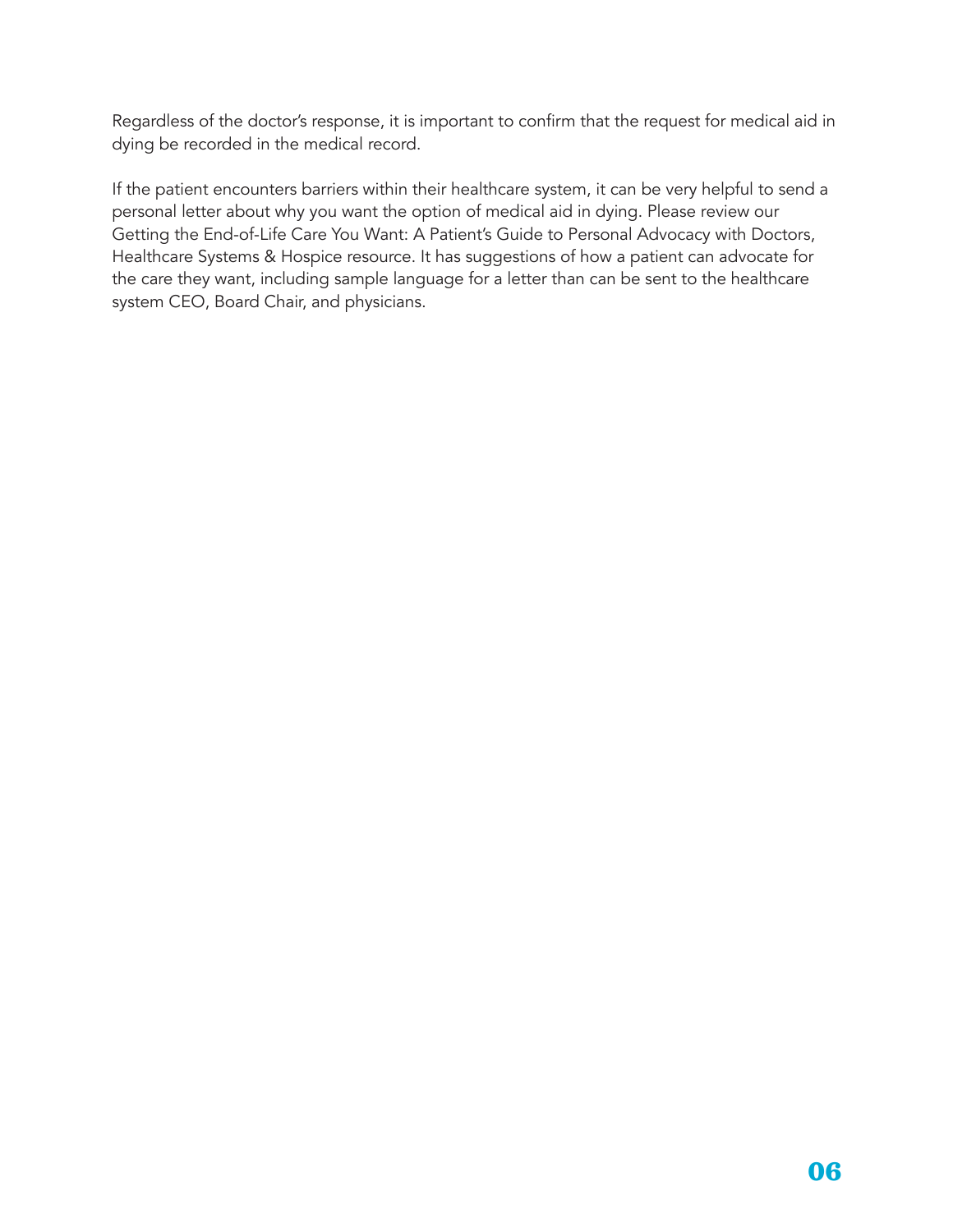Regardless of the doctor's response, it is important to confirm that the request for medical aid in dying be recorded in the medical record.

If the patient encounters barriers within their healthcare system, it can be very helpful to send a personal letter about why you want the option of medical aid in dying. Please review our Getting the End-of-Life Care You Want: A Patient's Guide to Personal Advocacy with Doctors, Healthcare Systems & Hospice resource. It has suggestions of how a patient can advocate for the care they want, including sample language for a letter than can be sent to the healthcare system CEO, Board Chair, and physicians.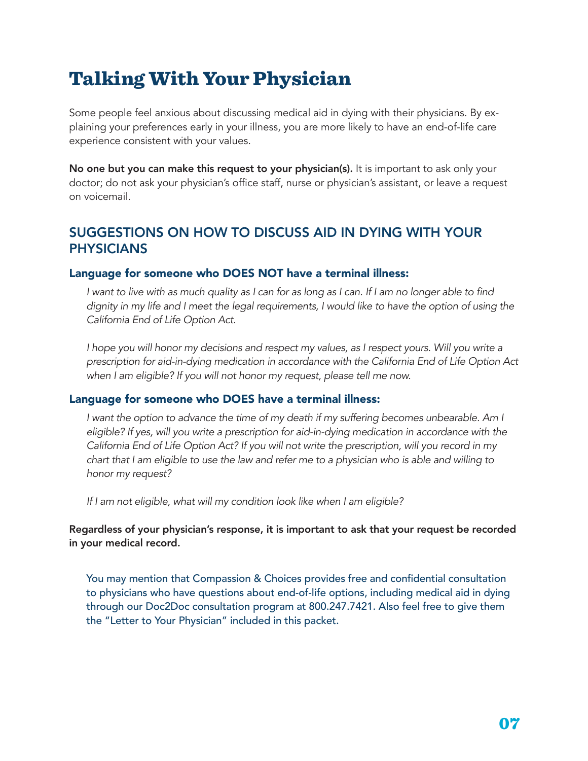# Talking With Your Physician

Some people feel anxious about discussing medical aid in dying with their physicians. By explaining your preferences early in your illness, you are more likely to have an end-of-life care experience consistent with your values.

**No one but you can make this request to your physician(s).** It is important to ask only your doctor; do not ask your physician's office staff, nurse or physician's assistant, or leave a request on voicemail.

## SUGGESTIONS ON HOW TO DISCUSS AID IN DYING WITH YOUR PHYSICIANS

### Language for someone who DOES NOT have a terminal illness:

*I want to live with as much quality as I can for as long as I can. If I am no longer able to find dignity in my life and I meet the legal requirements, I would like to have the option of using the California End of Life Option Act.*

*I hope you will honor my decisions and respect my values, as I respect yours. Will you write a prescription for aid-in-dying medication in accordance with the California End of Life Option Act when I am eligible? If you will not honor my request, please tell me now.*

### Language for someone who DOES have a terminal illness:

*I want the option to advance the time of my death if my suffering becomes unbearable. Am I eligible? If yes, will you write a prescription for aid-in-dying medication in accordance with the California End of Life Option Act? If you will not write the prescription, will you record in my chart that I am eligible to use the law and refer me to a physician who is able and willing to honor my request?*

*If I am not eligible, what will my condition look like when I am eligible?*

**Regardless of your physician's response, it is important to ask that your request be recorded in your medical record.**

You may mention that Compassion & Choices provides free and confidential consultation to physicians who have questions about end-of-life options, including medical aid in dying through our Doc2Doc consultation program at 800.247.7421. Also feel free to give them the "Letter to Your Physician" included in this packet.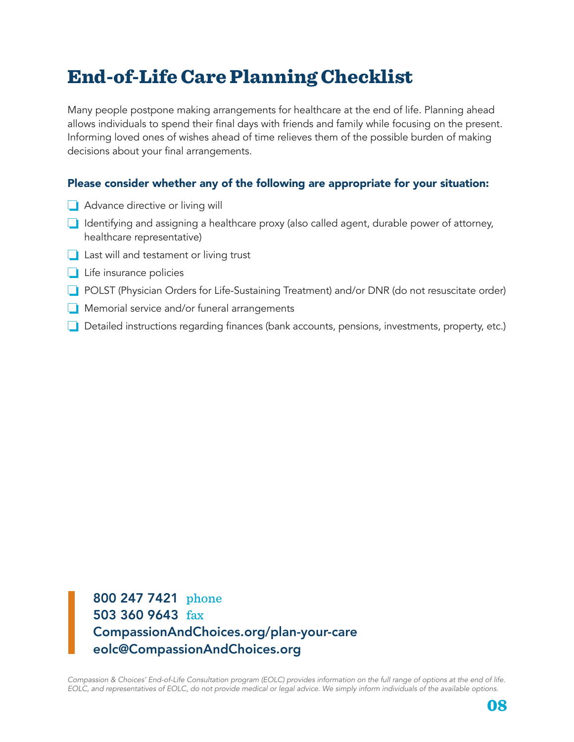# End-of-Life Care Planning Checklist

Many people postpone making arrangements for healthcare at the end of life. Planning ahead allows individuals to spend their final days with friends and family while focusing on the present. Informing loved ones of wishes ahead of time relieves them of the possible burden of making decisions about your final arrangements.

### Please consider whether any of the following are appropriate for your situation:

- [ ] Advance directive or living will
- [ ] Identifying and assigning a healthcare proxy (also called agent, durable power of attorney, healthcare representative)
- [ ] Last will and testament or living trust
- [ ] Life insurance policies
- [ ] POLST (Physician Orders for Life-Sustaining Treatment) and/or DNR (do not resuscitate order)
- [ ] Memorial service and/or funeral arrangements
- [ ] Detailed instructions regarding finances (bank accounts, pensions, investments, property, etc.)

**800 247 7421** phone
**503 360 9643** fax
**CompassionAndChoices.org/plan-your-care**
**eolc@CompassionAndChoices.org**

*Compassion & Choices' End-of-Life Consultation program (EOLC) provides information on the full range of options at the end of life. EOLC, and representatives of EOLC, do not provide medical or legal advice. We simply inform individuals of the available options.*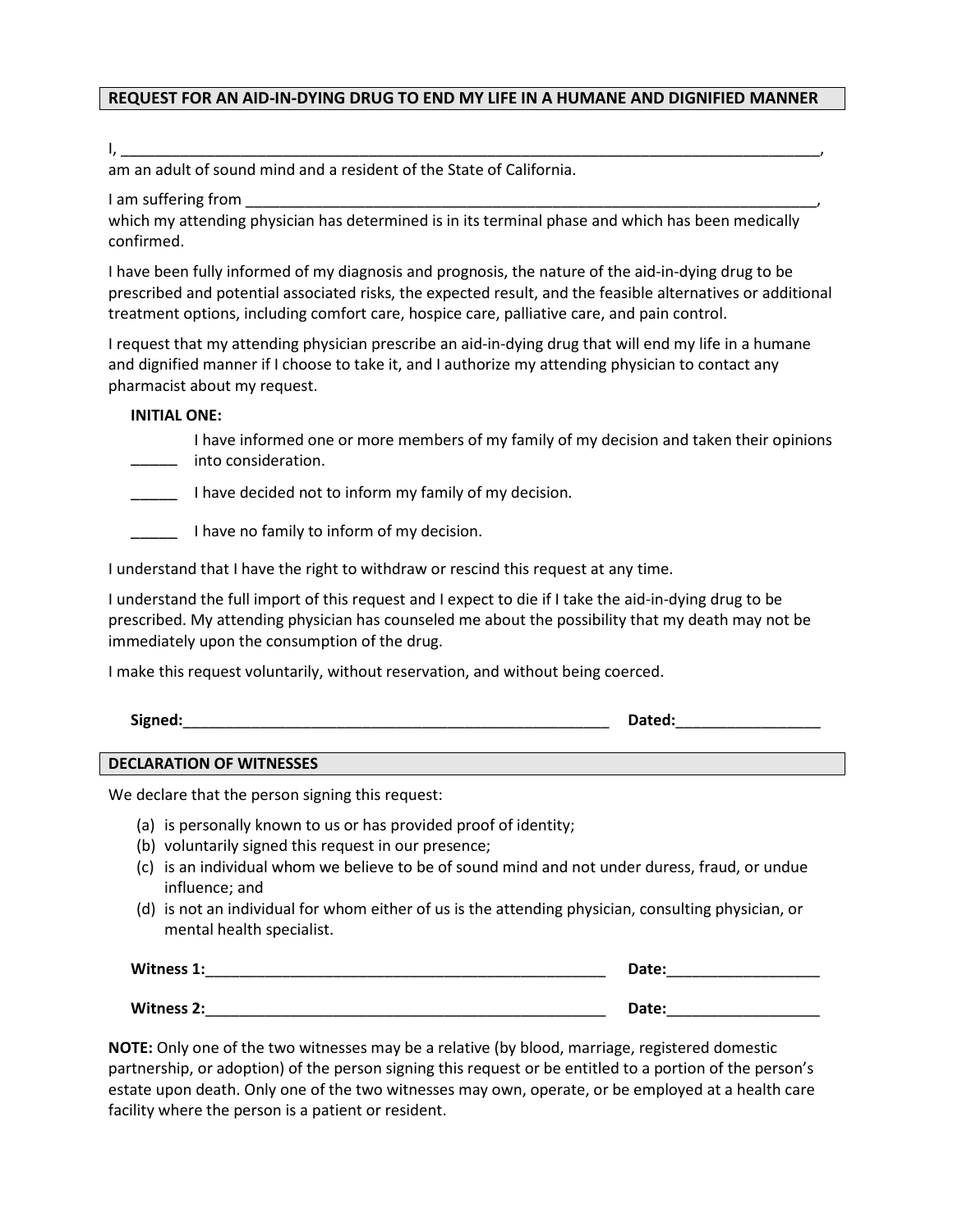## REQUEST FOR AN AID-IN-DYING DRUG TO END MY LIFE IN A HUMANE AND DIGNIFIED MANNER

I, ____________________________________________________________________________________,
am an adult of sound mind and a resident of the State of California.

I am suffering from ______________________________________________________________________,
which my attending physician has determined is in its terminal phase and which has been medically confirmed.

I have been fully informed of my diagnosis and prognosis, the nature of the aid-in-dying drug to be prescribed and potential associated risks, the expected result, and the feasible alternatives or additional treatment options, including comfort care, hospice care, palliative care, and pain control.

I request that my attending physician prescribe an aid-in-dying drug that will end my life in a humane and dignified manner if I choose to take it, and I authorize my attending physician to contact any pharmacist about my request.

**INITIAL ONE:**

_____ I have informed one or more members of my family of my decision and taken their opinions into consideration.

_____ I have decided not to inform my family of my decision.

_____ I have no family to inform of my decision.

I understand that I have the right to withdraw or rescind this request at any time.

I understand the full import of this request and I expect to die if I take the aid-in-dying drug to be prescribed. My attending physician has counseled me about the possibility that my death may not be immediately upon the consumption of the drug.

I make this request voluntarily, without reservation, and without being coerced.

**Signed:**_____________________________________________________ **Dated:**_________________

## DECLARATION OF WITNESSES

We declare that the person signing this request:

(a) is personally known to us or has provided proof of identity;
(b) voluntarily signed this request in our presence;
(c) is an individual whom we believe to be of sound mind and not under duress, fraud, or undue influence; and
(d) is not an individual for whom either of us is the attending physician, consulting physician, or mental health specialist.

**Witness 1:**__________________________________________________ **Date:**__________________

**Witness 2:**__________________________________________________ **Date:**__________________

**NOTE:** Only one of the two witnesses may be a relative (by blood, marriage, registered domestic partnership, or adoption) of the person signing this request or be entitled to a portion of the person's estate upon death. Only one of the two witnesses may own, operate, or be employed at a health care facility where the person is a patient or resident.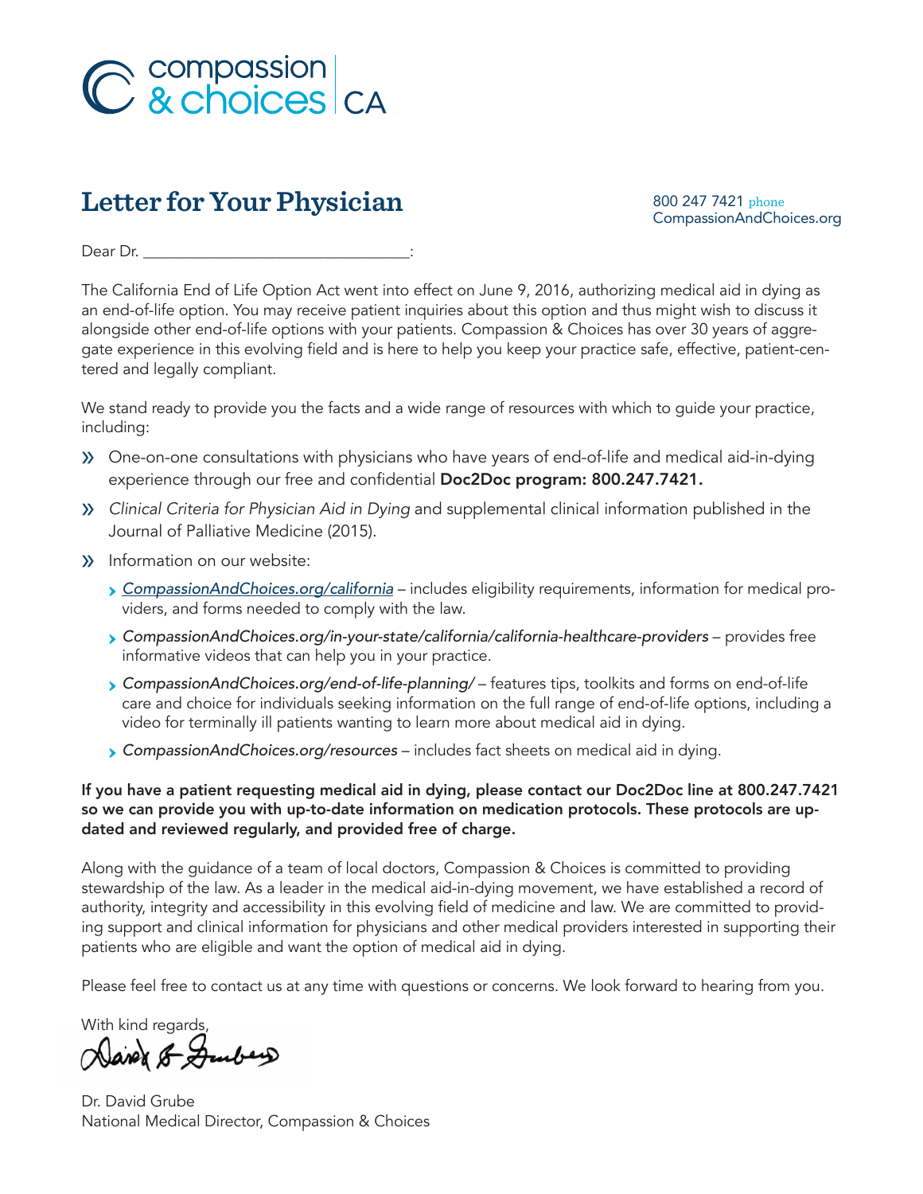compassion & choices | CA

# Letter for Your Physician

800 247 7421 phone
CompassionAndChoices.org

Dear Dr. _________________________________:

The California End of Life Option Act went into effect on June 9, 2016, authorizing medical aid in dying as an end-of-life option. You may receive patient inquiries about this option and thus might wish to discuss it alongside other end-of-life options with your patients. Compassion & Choices has over 30 years of aggregate experience in this evolving field and is here to help you keep your practice safe, effective, patient-centered and legally compliant.

We stand ready to provide you the facts and a wide range of resources with which to guide your practice, including:

- One-on-one consultations with physicians who have years of end-of-life and medical aid-in-dying experience through our free and confidential **Doc2Doc program: 800.247.7421.**
- *Clinical Criteria for Physician Aid in Dying* and supplemental clinical information published in the Journal of Palliative Medicine (2015).
- Information on our website:
  - *CompassionAndChoices.org/california* – includes eligibility requirements, information for medical providers, and forms needed to comply with the law.
  - *CompassionAndChoices.org/in-your-state/california/california-healthcare-providers* – provides free informative videos that can help you in your practice.
  - *CompassionAndChoices.org/end-of-life-planning/* – features tips, toolkits and forms on end-of-life care and choice for individuals seeking information on the full range of end-of-life options, including a video for terminally ill patients wanting to learn more about medical aid in dying.
  - *CompassionAndChoices.org/resources* – includes fact sheets on medical aid in dying.

**If you have a patient requesting medical aid in dying, please contact our Doc2Doc line at 800.247.7421 so we can provide you with up-to-date information on medication protocols. These protocols are updated and reviewed regularly, and provided free of charge.**

Along with the guidance of a team of local doctors, Compassion & Choices is committed to providing stewardship of the law. As a leader in the medical aid-in-dying movement, we have established a record of authority, integrity and accessibility in this evolving field of medicine and law. We are committed to providing support and clinical information for physicians and other medical providers interested in supporting their patients who are eligible and want the option of medical aid in dying.

Please feel free to contact us at any time with questions or concerns. We look forward to hearing from you.

With kind regards,

David B Grube

Dr. David Grube
National Medical Director, Compassion & Choices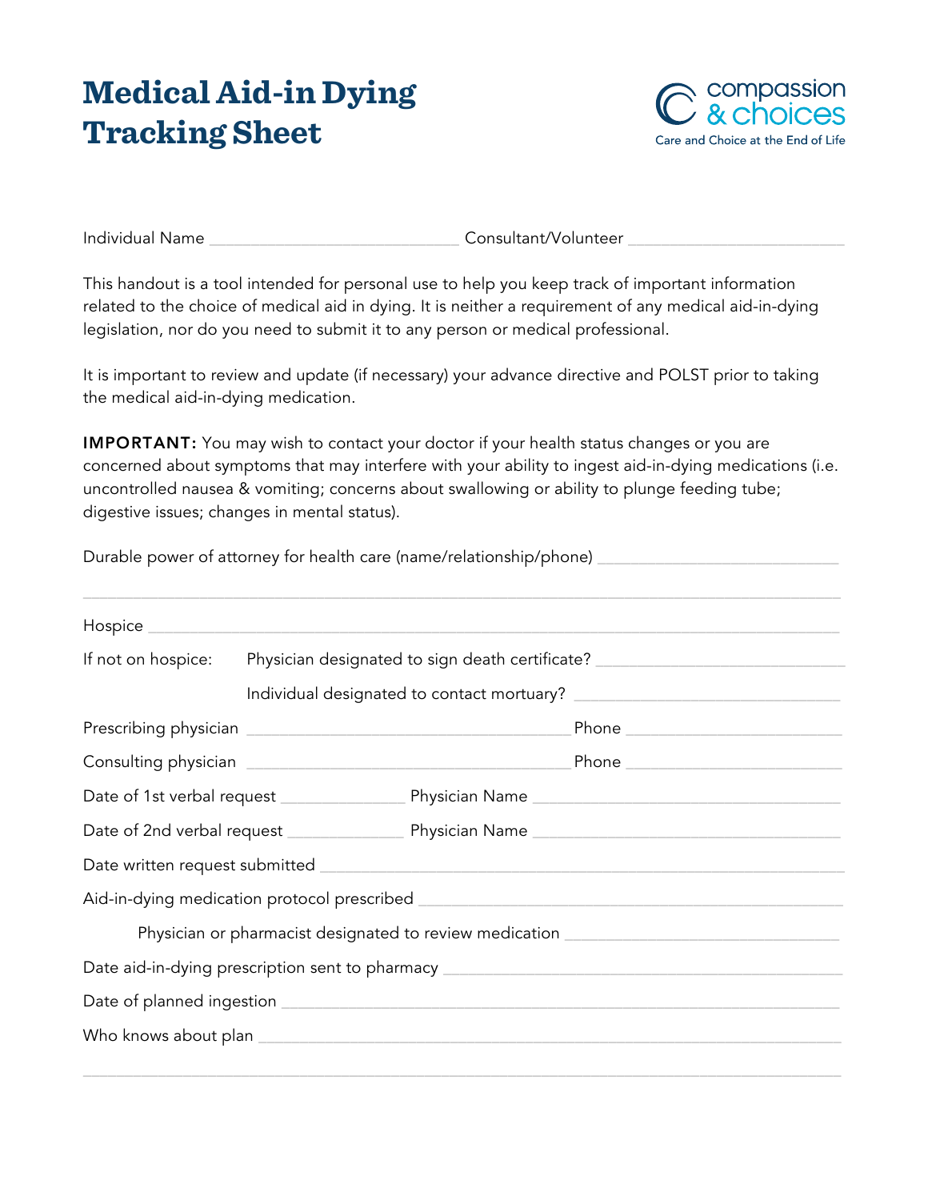# Medical Aid-in Dying Tracking Sheet

compassion & choices
Care and Choice at the End of Life

Individual Name ____________________________ Consultant/Volunteer ________________________

This handout is a tool intended for personal use to help you keep track of important information related to the choice of medical aid in dying. It is neither a requirement of any medical aid-in-dying legislation, nor do you need to submit it to any person or medical professional.

It is important to review and update (if necessary) your advance directive and POLST prior to taking the medical aid-in-dying medication.

**IMPORTANT:** You may wish to contact your doctor if your health status changes or you are concerned about symptoms that may interfere with your ability to ingest aid-in-dying medications (i.e. uncontrolled nausea & vomiting; concerns about swallowing or ability to plunge feeding tube; digestive issues; changes in mental status).

Durable power of attorney for health care (name/relationship/phone) ___________________________

_____________________________________________________________________________________

Hospice _______________________________________________________________________________

If not on hospice: Physician designated to sign death certificate? ____________________________

Individual designated to contact mortuary? ______________________________

Prescribing physician ____________________________________ Phone ________________________

Consulting physician ____________________________________ Phone ________________________

Date of 1st verbal request ______________ Physician Name ___________________________________

Date of 2nd verbal request ______________ Physician Name ___________________________________

Date written request submitted _____________________________________________________________

Aid-in-dying medication protocol prescribed _________________________________________________

Physician or pharmacist designated to review medication ______________________________

Date aid-in-dying prescription sent to pharmacy ______________________________________________

Date of planned ingestion _________________________________________________________________

Who knows about plan ____________________________________________________________________

_____________________________________________________________________________________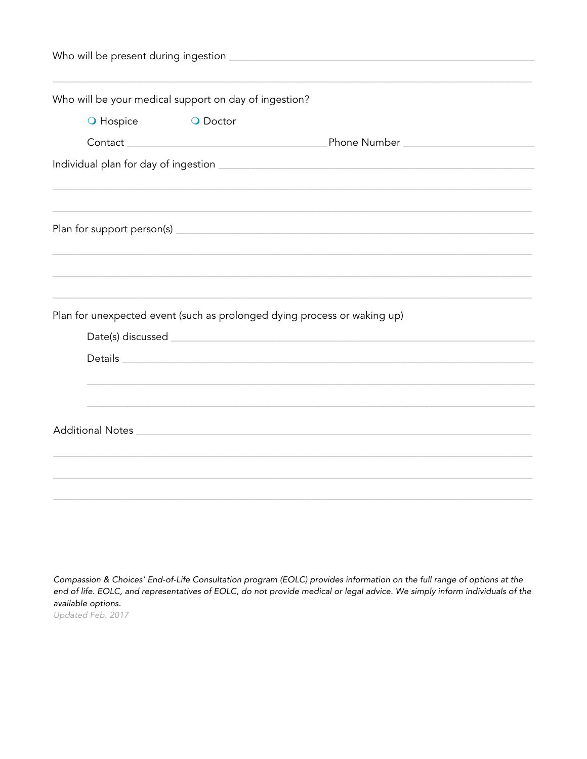Who will be present during ingestion ________________________________________________

________________________________________________________________________________

Who will be your medical support on day of ingestion?

- ❍ Hospice ❍ Doctor

Contact ______________________________ Phone Number ____________________

Individual plan for day of ingestion ________________________________________________

________________________________________________________________________________

________________________________________________________________________________

Plan for support person(s) ______________________________________________________

________________________________________________________________________________

________________________________________________________________________________

________________________________________________________________________________

Plan for unexpected event (such as prolonged dying process or waking up)

Date(s) discussed ______________________________________________________________

Details ________________________________________________________________________

________________________________________________________________________________

________________________________________________________________________________

Additional Notes _______________________________________________________________

________________________________________________________________________________

________________________________________________________________________________

________________________________________________________________________________

*Compassion & Choices' End-of-Life Consultation program (EOLC) provides information on the full range of options at the end of life. EOLC, and representatives of EOLC, do not provide medical or legal advice. We simply inform individuals of the available options.*

*Updated Feb. 2017*